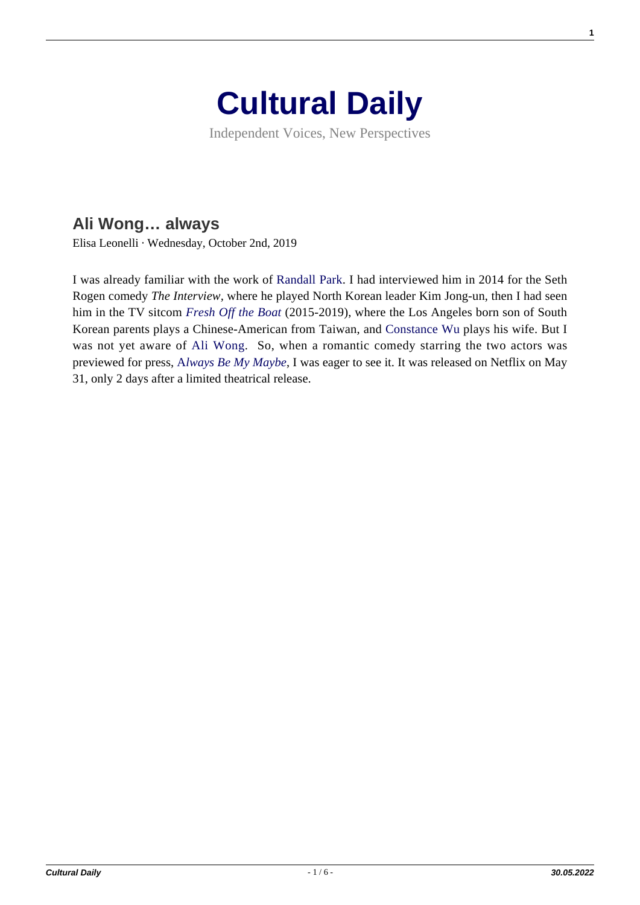# Cultural Daily

Independent Voices, New Perspectives

## Ali Wong… always

Elisa Leonelli · Wednesday, October 2nd, 2019

I was already familiar with the work of Randall Park. I had interviewed him in 2014 for the Seth Rogen comedy *The Interview,* where he played North Korean leader Kim Jong-un, then I had seen him in the TV sitcom *Fresh Off the Boat* (2015-2019), where the Los Angeles born son of South Korean parents plays a Chinese-American from Taiwan, and Constance Wu plays his wife. But I was not yet aware of Ali Wong. So, when a romantic comedy starring the two actors was previewed for press, A*lways Be My Maybe*, I was eager to see it. It was released on Netflix on May 31, only 2 days after a limited theatrical release.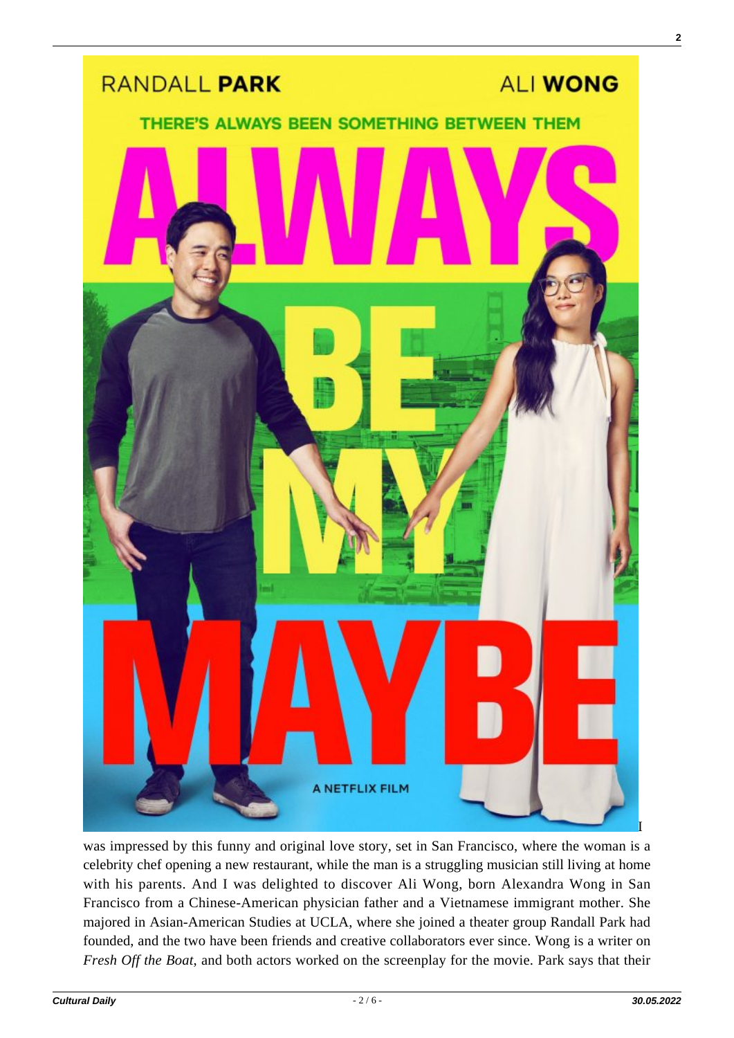I was impressed by this funny and original love story, set in San Francisco, where the woman is a celebrity chef opening a new restaurant, while the man is a struggling musician still living at home with his parents. And I was delighted to discover Ali Wong, born Alexandra Wong in San Francisco from a Chinese-American physician father and a Vietnamese immigrant mother. She majored in Asian-American Studies at UCLA, where she joined a theater group Randall Park had founded, and the two have been friends and creative collaborators ever since. Wong is a writer on *Fresh Off the Boat*, and both actors worked on the screenplay for the movie. Park says that their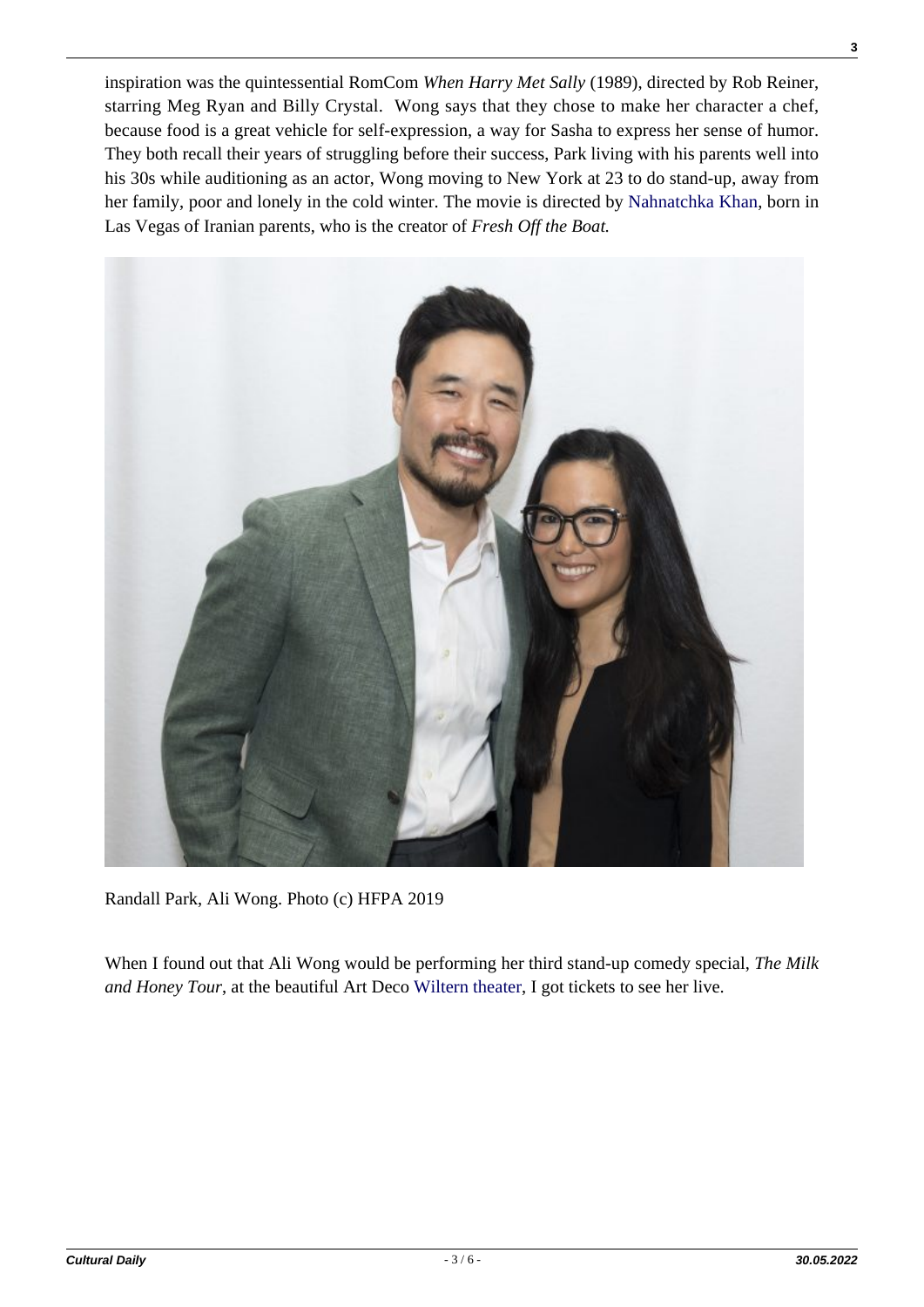inspiration was the quintessential RomCom *When Harry Met Sally* (1989), directed by Rob Reiner, starring Meg Ryan and Billy Crystal. Wong says that they chose to make her character a chef, because food is a great vehicle for self-expression, a way for Sasha to express her sense of humor. They both recall their years of struggling before their success, Park living with his parents well into his 30s while auditioning as an actor, Wong moving to New York at 23 to do stand-up, away from her family, poor and lonely in the cold winter. The movie is directed by Nahnatchka Khan, born in Las Vegas of Iranian parents, who is the creator of *Fresh Off the Boat.*

Randall Park, Ali Wong. Photo (c) HFPA 2019

When I found out that Ali Wong would be performing her third stand-up comedy special, *The Milk and Honey Tour*, at the beautiful Art Deco Wiltern theater, I got tickets to see her live.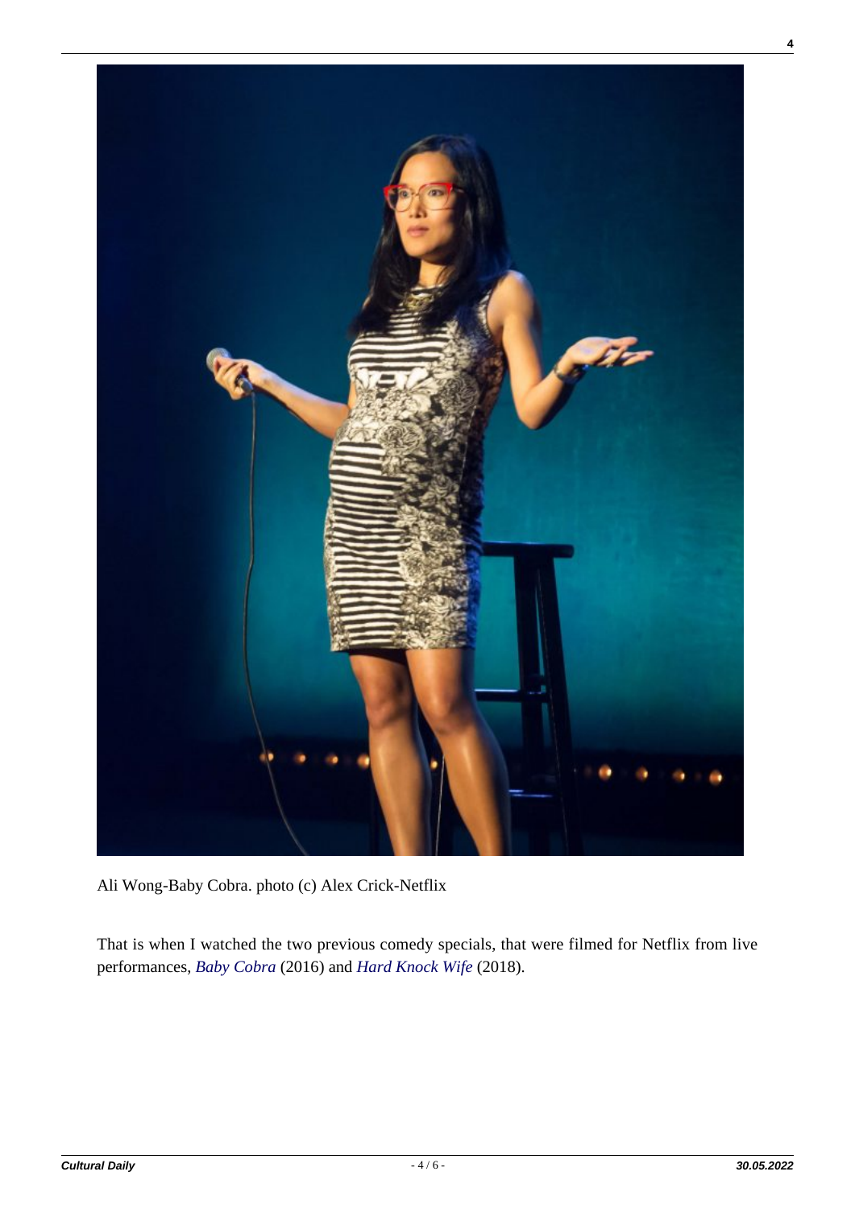Ali Wong-Baby Cobra. photo (c) Alex Crick-Netflix

That is when I watched the two previous comedy specials, that were filmed for Netflix from live performances, *Baby Cobra* (2016) and *Hard Knock Wife* (2018).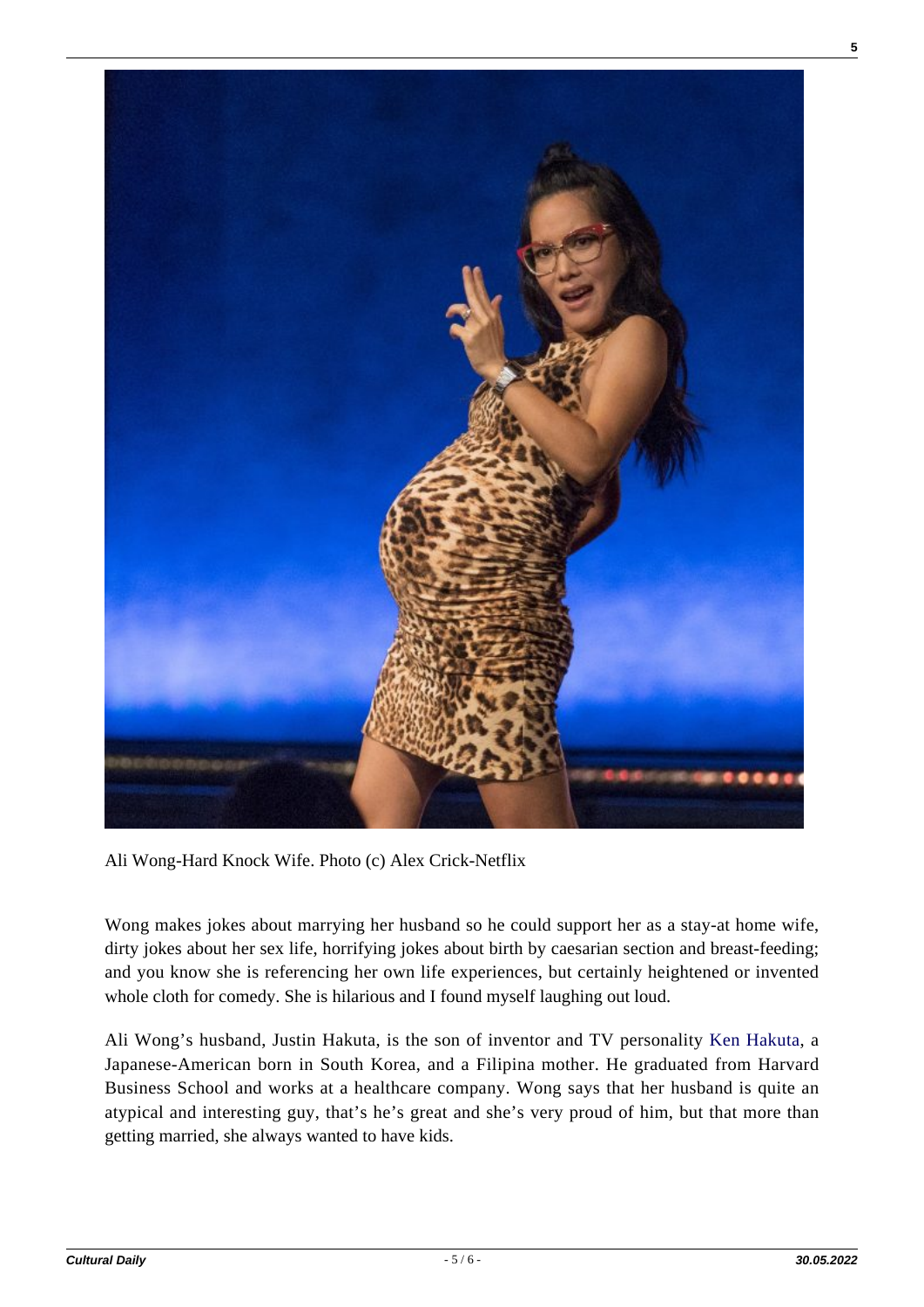Ali Wong-Hard Knock Wife. Photo (c) Alex Crick-Netflix

Wong makes jokes about marrying her husband so he could support her as a stay-at home wife, dirty jokes about her sex life, horrifying jokes about birth by caesarian section and breast-feeding; and you know she is referencing her own life experiences, but certainly heightened or invented whole cloth for comedy. She is hilarious and I found myself laughing out loud.

Ali Wong's husband, Justin Hakuta, is the son of inventor and TV personality Ken Hakuta, a Japanese-American born in South Korea, and a Filipina mother. He graduated from Harvard Business School and works at a healthcare company. Wong says that her husband is quite an atypical and interesting guy, that's he's great and she's very proud of him, but that more than getting married, she always wanted to have kids.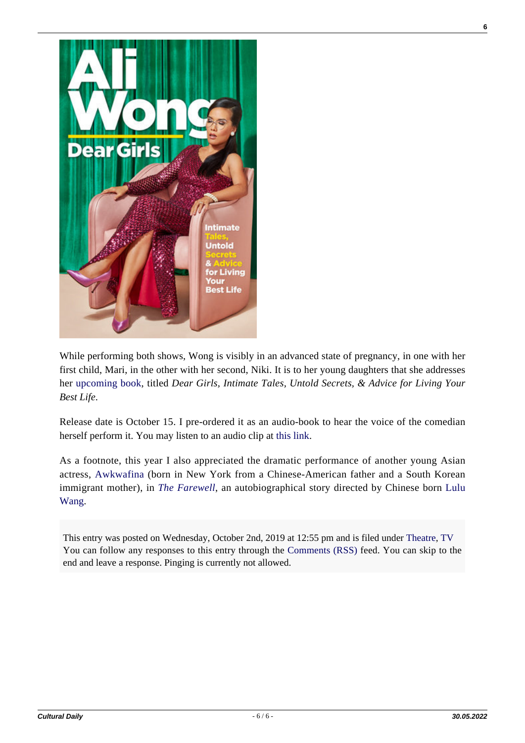While performing both shows, Wong is visibly in an advanced state of pregnancy, in one with her first child, Mari, in the other with her second, Niki. It is to her young daughters that she addresses her upcoming book, titled *Dear Girls, Intimate Tales, Untold Secrets, & Advice for Living Your Best Life*.

Release date is October 15. I pre-ordered it as an audio-book to hear the voice of the comedian herself perform it. You may listen to an audio clip at this link.

As a footnote, this year I also appreciated the dramatic performance of another young Asian actress, Awkwafina (born in New York from a Chinese-American father and a South Korean immigrant mother), in *The Farewell*, an autobiographical story directed by Chinese born Lulu Wang.

This entry was posted on Wednesday, October 2nd, 2019 at 12:55 pm and is filed under Theatre, TV
You can follow any responses to this entry through the Comments (RSS) feed. You can skip to the end and leave a response. Pinging is currently not allowed.